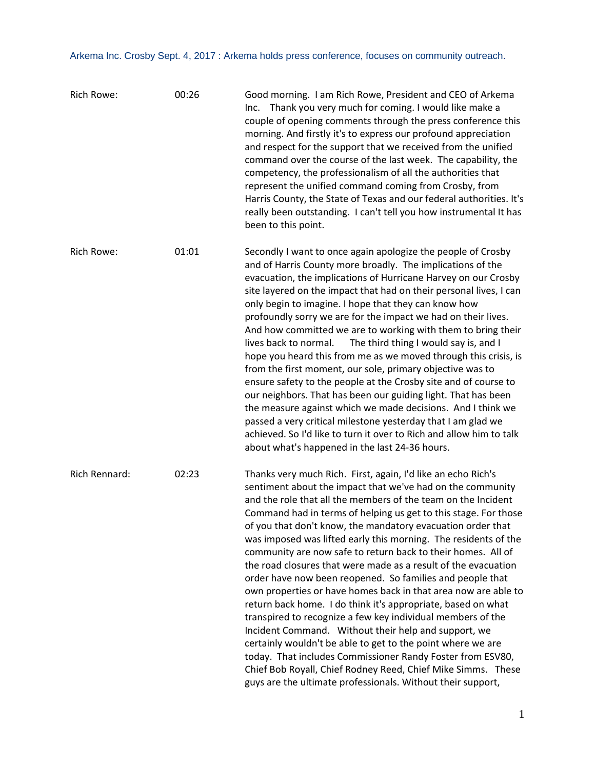Arkema Inc. Crosby Sept. 4, 2017 : Arkema holds press conference, focuses on community outreach.

| | | |
|---|---|---|
| Rich Rowe: | 00:26 | Good morning. I am Rich Rowe, President and CEO of Arkema Inc. Thank you very much for coming. I would like make a couple of opening comments through the press conference this morning. And firstly it's to express our profound appreciation and respect for the support that we received from the unified command over the course of the last week. The capability, the competency, the professionalism of all the authorities that represent the unified command coming from Crosby, from Harris County, the State of Texas and our federal authorities. It's really been outstanding. I can't tell you how instrumental It has been to this point. |
| Rich Rowe: | 01:01 | Secondly I want to once again apologize the people of Crosby and of Harris County more broadly. The implications of the evacuation, the implications of Hurricane Harvey on our Crosby site layered on the impact that had on their personal lives, I can only begin to imagine. I hope that they can know how profoundly sorry we are for the impact we had on their lives. And how committed we are to working with them to bring their lives back to normal. The third thing I would say is, and I hope you heard this from me as we moved through this crisis, is from the first moment, our sole, primary objective was to ensure safety to the people at the Crosby site and of course to our neighbors. That has been our guiding light. That has been the measure against which we made decisions. And I think we passed a very critical milestone yesterday that I am glad we achieved. So I'd like to turn it over to Rich and allow him to talk about what's happened in the last 24-36 hours. |
| Rich Rennard: | 02:23 | Thanks very much Rich. First, again, I'd like an echo Rich's sentiment about the impact that we've had on the community and the role that all the members of the team on the Incident Command had in terms of helping us get to this stage. For those of you that don't know, the mandatory evacuation order that was imposed was lifted early this morning. The residents of the community are now safe to return back to their homes. All of the road closures that were made as a result of the evacuation order have now been reopened. So families and people that own properties or have homes back in that area now are able to return back home. I do think it's appropriate, based on what transpired to recognize a few key individual members of the Incident Command. Without their help and support, we certainly wouldn't be able to get to the point where we are today. That includes Commissioner Randy Foster from ESV80, Chief Bob Royall, Chief Rodney Reed, Chief Mike Simms. These guys are the ultimate professionals. Without their support, |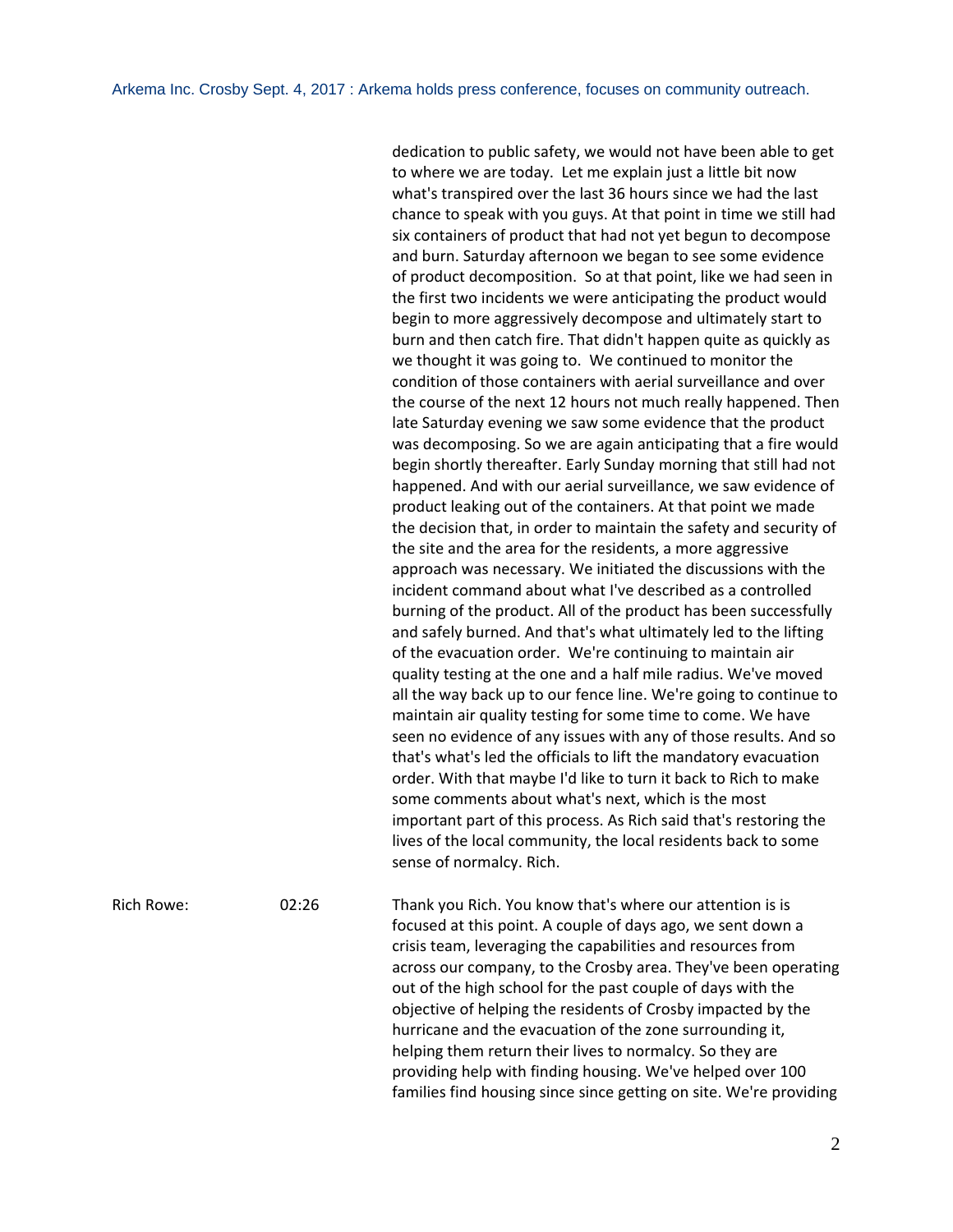dedication to public safety, we would not have been able to get to where we are today. Let me explain just a little bit now what's transpired over the last 36 hours since we had the last chance to speak with you guys. At that point in time we still had six containers of product that had not yet begun to decompose and burn. Saturday afternoon we began to see some evidence of product decomposition. So at that point, like we had seen in the first two incidents we were anticipating the product would begin to more aggressively decompose and ultimately start to burn and then catch fire. That didn't happen quite as quickly as we thought it was going to. We continued to monitor the condition of those containers with aerial surveillance and over the course of the next 12 hours not much really happened. Then late Saturday evening we saw some evidence that the product was decomposing. So we are again anticipating that a fire would begin shortly thereafter. Early Sunday morning that still had not happened. And with our aerial surveillance, we saw evidence of product leaking out of the containers. At that point we made the decision that, in order to maintain the safety and security of the site and the area for the residents, a more aggressive approach was necessary. We initiated the discussions with the incident command about what I've described as a controlled burning of the product. All of the product has been successfully and safely burned. And that's what ultimately led to the lifting of the evacuation order. We're continuing to maintain air quality testing at the one and a half mile radius. We've moved all the way back up to our fence line. We're going to continue to maintain air quality testing for some time to come. We have seen no evidence of any issues with any of those results. And so that's what's led the officials to lift the mandatory evacuation order. With that maybe I'd like to turn it back to Rich to make some comments about what's next, which is the most important part of this process. As Rich said that's restoring the lives of the local community, the local residents back to some sense of normalcy. Rich.

Rich Rowe: 02:26

Thank you Rich. You know that's where our attention is is focused at this point. A couple of days ago, we sent down a crisis team, leveraging the capabilities and resources from across our company, to the Crosby area. They've been operating out of the high school for the past couple of days with the objective of helping the residents of Crosby impacted by the hurricane and the evacuation of the zone surrounding it, helping them return their lives to normalcy. So they are providing help with finding housing. We've helped over 100 families find housing since since getting on site. We're providing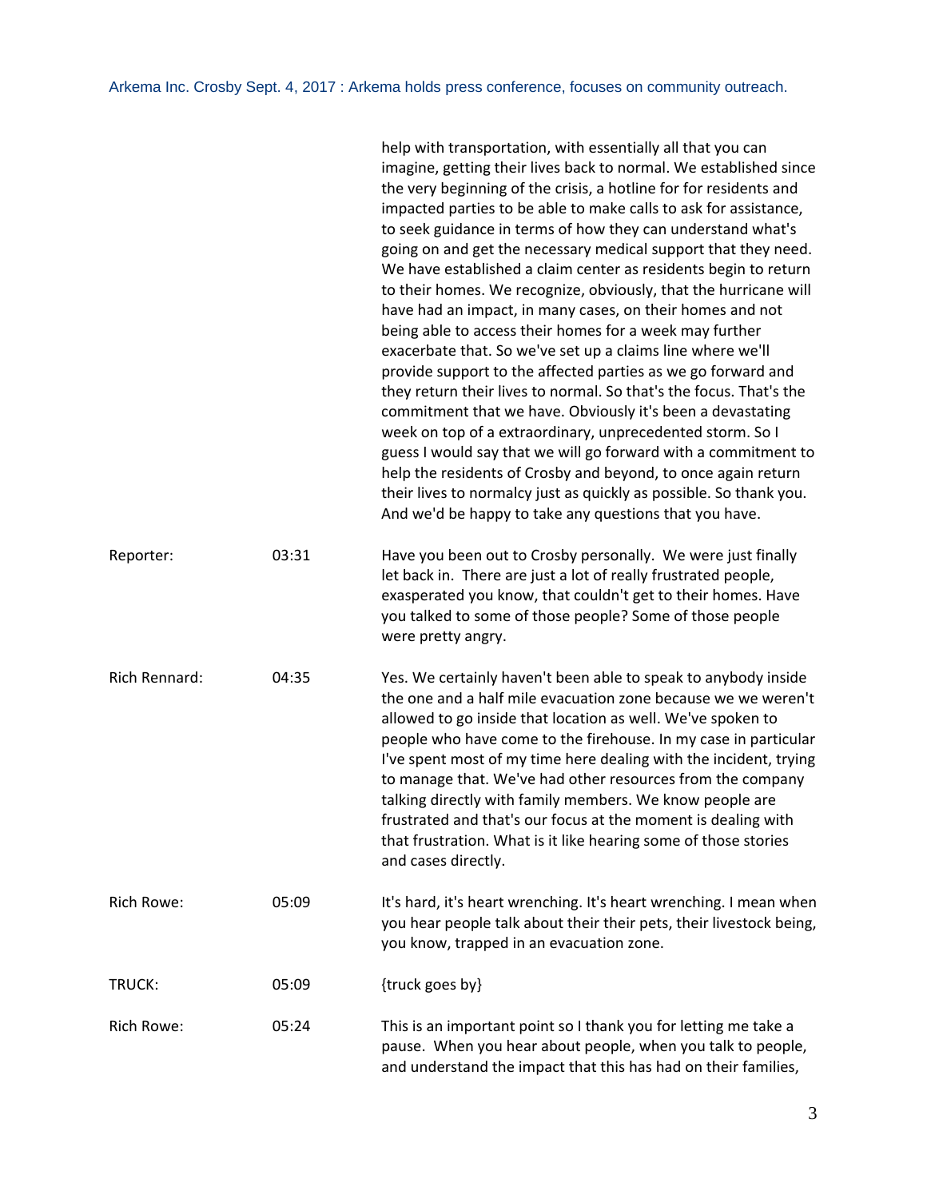help with transportation, with essentially all that you can imagine, getting their lives back to normal. We established since the very beginning of the crisis, a hotline for for residents and impacted parties to be able to make calls to ask for assistance, to seek guidance in terms of how they can understand what's going on and get the necessary medical support that they need. We have established a claim center as residents begin to return to their homes. We recognize, obviously, that the hurricane will have had an impact, in many cases, on their homes and not being able to access their homes for a week may further exacerbate that. So we've set up a claims line where we'll provide support to the affected parties as we go forward and they return their lives to normal. So that's the focus. That's the commitment that we have. Obviously it's been a devastating week on top of a extraordinary, unprecedented storm. So I guess I would say that we will go forward with a commitment to help the residents of Crosby and beyond, to once again return their lives to normalcy just as quickly as possible. So thank you. And we'd be happy to take any questions that you have.

| | | |
|---|---|---|
| Reporter: | 03:31 | Have you been out to Crosby personally. We were just finally let back in. There are just a lot of really frustrated people, exasperated you know, that couldn't get to their homes. Have you talked to some of those people? Some of those people were pretty angry. |
| Rich Rennard: | 04:35 | Yes. We certainly haven't been able to speak to anybody inside the one and a half mile evacuation zone because we we weren't allowed to go inside that location as well. We've spoken to people who have come to the firehouse. In my case in particular I've spent most of my time here dealing with the incident, trying to manage that. We've had other resources from the company talking directly with family members. We know people are frustrated and that's our focus at the moment is dealing with that frustration. What is it like hearing some of those stories and cases directly. |
| Rich Rowe: | 05:09 | It's hard, it's heart wrenching. It's heart wrenching. I mean when you hear people talk about their their pets, their livestock being, you know, trapped in an evacuation zone. |
| TRUCK: | 05:09 | {truck goes by} |
| Rich Rowe: | 05:24 | This is an important point so I thank you for letting me take a pause. When you hear about people, when you talk to people, and understand the impact that this has had on their families, |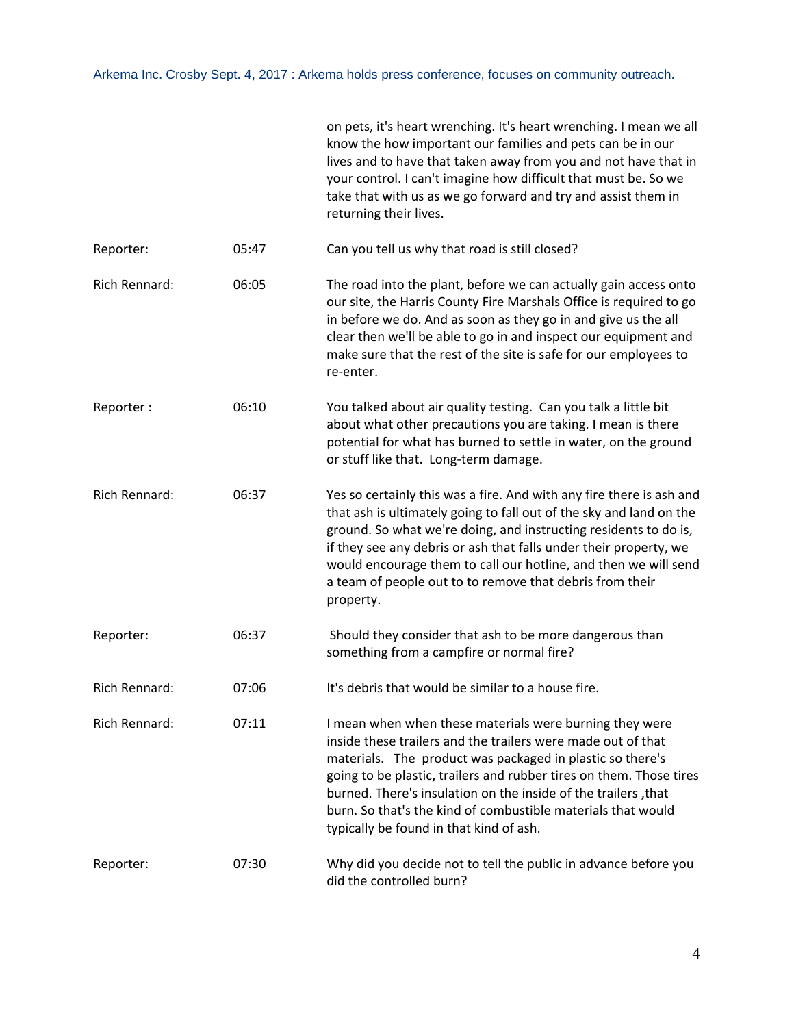| | | |
|---|---|---|
| | | on pets, it's heart wrenching. It's heart wrenching. I mean we all know the how important our families and pets can be in our lives and to have that taken away from you and not have that in your control. I can't imagine how difficult that must be. So we take that with us as we go forward and try and assist them in returning their lives. |
| Reporter: | 05:47 | Can you tell us why that road is still closed? |
| Rich Rennard: | 06:05 | The road into the plant, before we can actually gain access onto our site, the Harris County Fire Marshals Office is required to go in before we do. And as soon as they go in and give us the all clear then we'll be able to go in and inspect our equipment and make sure that the rest of the site is safe for our employees to re-enter. |
| Reporter : | 06:10 | You talked about air quality testing. Can you talk a little bit about what other precautions you are taking. I mean is there potential for what has burned to settle in water, on the ground or stuff like that. Long-term damage. |
| Rich Rennard: | 06:37 | Yes so certainly this was a fire. And with any fire there is ash and that ash is ultimately going to fall out of the sky and land on the ground. So what we're doing, and instructing residents to do is, if they see any debris or ash that falls under their property, we would encourage them to call our hotline, and then we will send a team of people out to to remove that debris from their property. |
| Reporter: | 06:37 | Should they consider that ash to be more dangerous than something from a campfire or normal fire? |
| Rich Rennard: | 07:06 | It's debris that would be similar to a house fire. |
| Rich Rennard: | 07:11 | I mean when when these materials were burning they were inside these trailers and the trailers were made out of that materials. The product was packaged in plastic so there's going to be plastic, trailers and rubber tires on them. Those tires burned. There's insulation on the inside of the trailers ,that burn. So that's the kind of combustible materials that would typically be found in that kind of ash. |
| Reporter: | 07:30 | Why did you decide not to tell the public in advance before you did the controlled burn? |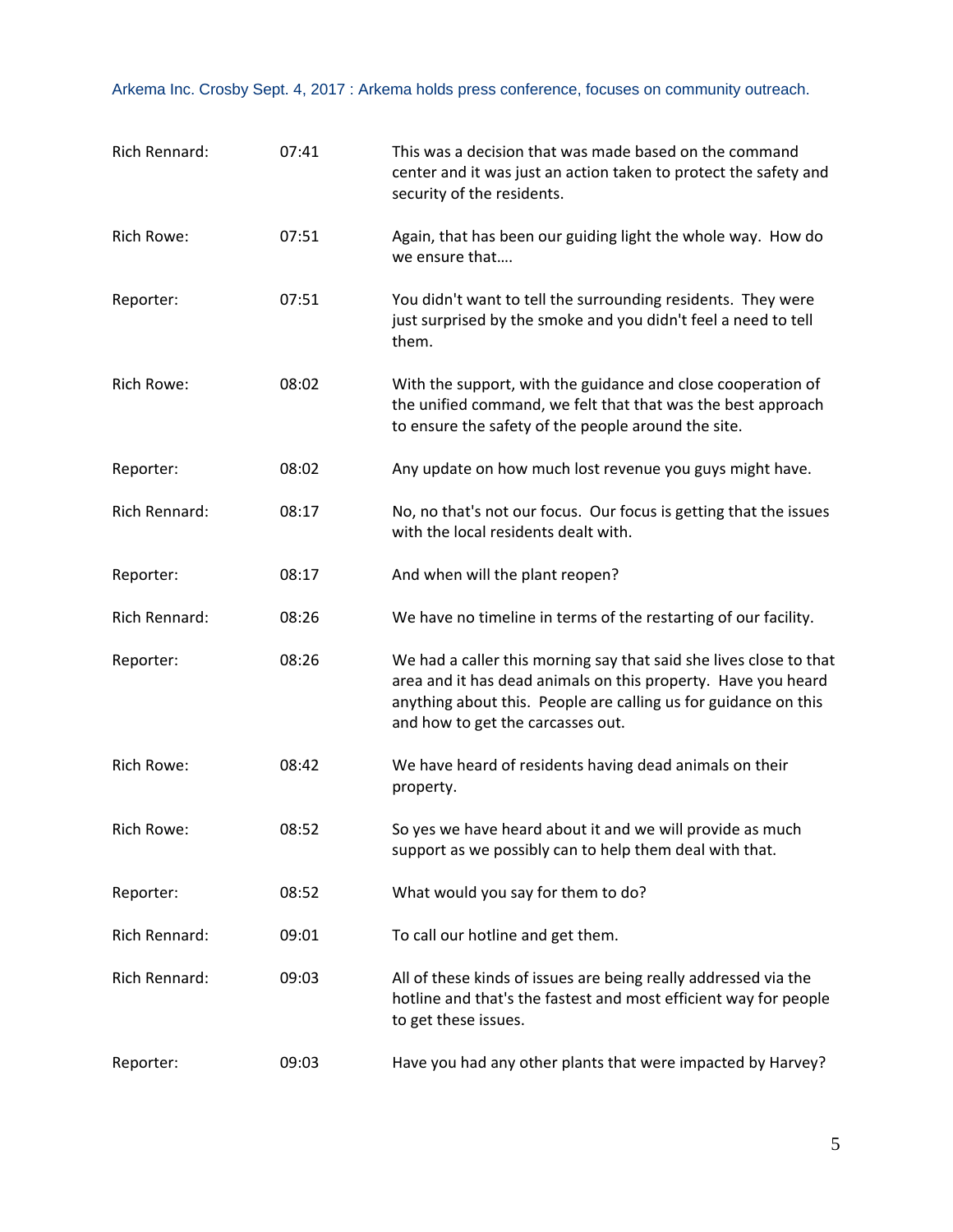| Speaker | Time | Text |
|---|---|---|
| Rich Rennard: | 07:41 | This was a decision that was made based on the command center and it was just an action taken to protect the safety and security of the residents. |
| Rich Rowe: | 07:51 | Again, that has been our guiding light the whole way. How do we ensure that…. |
| Reporter: | 07:51 | You didn't want to tell the surrounding residents. They were just surprised by the smoke and you didn't feel a need to tell them. |
| Rich Rowe: | 08:02 | With the support, with the guidance and close cooperation of the unified command, we felt that that was the best approach to ensure the safety of the people around the site. |
| Reporter: | 08:02 | Any update on how much lost revenue you guys might have. |
| Rich Rennard: | 08:17 | No, no that's not our focus. Our focus is getting that the issues with the local residents dealt with. |
| Reporter: | 08:17 | And when will the plant reopen? |
| Rich Rennard: | 08:26 | We have no timeline in terms of the restarting of our facility. |
| Reporter: | 08:26 | We had a caller this morning say that said she lives close to that area and it has dead animals on this property. Have you heard anything about this. People are calling us for guidance on this and how to get the carcasses out. |
| Rich Rowe: | 08:42 | We have heard of residents having dead animals on their property. |
| Rich Rowe: | 08:52 | So yes we have heard about it and we will provide as much support as we possibly can to help them deal with that. |
| Reporter: | 08:52 | What would you say for them to do? |
| Rich Rennard: | 09:01 | To call our hotline and get them. |
| Rich Rennard: | 09:03 | All of these kinds of issues are being really addressed via the hotline and that's the fastest and most efficient way for people to get these issues. |
| Reporter: | 09:03 | Have you had any other plants that were impacted by Harvey? |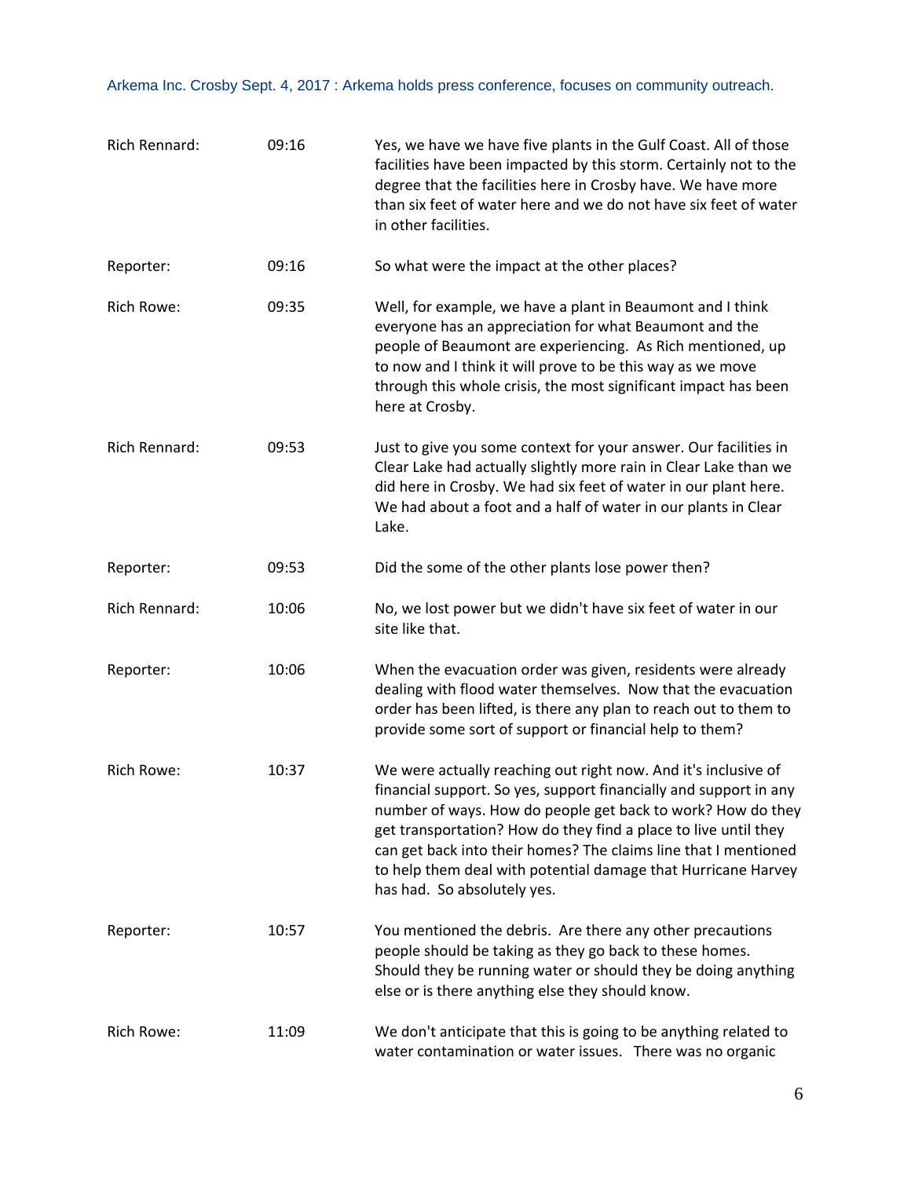Arkema Inc. Crosby Sept. 4, 2017 : Arkema holds press conference, focuses on community outreach.

| Speaker | Time | Text |
|---|---|---|
| Rich Rennard: | 09:16 | Yes, we have we have five plants in the Gulf Coast. All of those facilities have been impacted by this storm. Certainly not to the degree that the facilities here in Crosby have. We have more than six feet of water here and we do not have six feet of water in other facilities. |
| Reporter: | 09:16 | So what were the impact at the other places? |
| Rich Rowe: | 09:35 | Well, for example, we have a plant in Beaumont and I think everyone has an appreciation for what Beaumont and the people of Beaumont are experiencing. As Rich mentioned, up to now and I think it will prove to be this way as we move through this whole crisis, the most significant impact has been here at Crosby. |
| Rich Rennard: | 09:53 | Just to give you some context for your answer. Our facilities in Clear Lake had actually slightly more rain in Clear Lake than we did here in Crosby. We had six feet of water in our plant here. We had about a foot and a half of water in our plants in Clear Lake. |
| Reporter: | 09:53 | Did the some of the other plants lose power then? |
| Rich Rennard: | 10:06 | No, we lost power but we didn't have six feet of water in our site like that. |
| Reporter: | 10:06 | When the evacuation order was given, residents were already dealing with flood water themselves. Now that the evacuation order has been lifted, is there any plan to reach out to them to provide some sort of support or financial help to them? |
| Rich Rowe: | 10:37 | We were actually reaching out right now. And it's inclusive of financial support. So yes, support financially and support in any number of ways. How do people get back to work? How do they get transportation? How do they find a place to live until they can get back into their homes? The claims line that I mentioned to help them deal with potential damage that Hurricane Harvey has had. So absolutely yes. |
| Reporter: | 10:57 | You mentioned the debris. Are there any other precautions people should be taking as they go back to these homes. Should they be running water or should they be doing anything else or is there anything else they should know. |
| Rich Rowe: | 11:09 | We don't anticipate that this is going to be anything related to water contamination or water issues. There was no organic |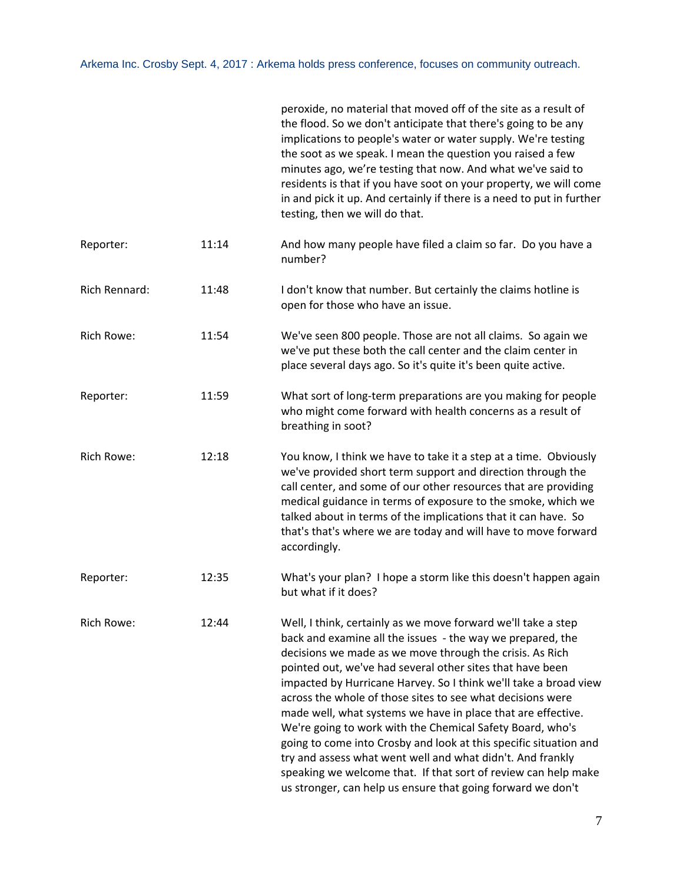| | | |
|---|---|---|
| | | peroxide, no material that moved off of the site as a result of the flood. So we don't anticipate that there's going to be any implications to people's water or water supply. We're testing the soot as we speak. I mean the question you raised a few minutes ago, we're testing that now. And what we've said to residents is that if you have soot on your property, we will come in and pick it up. And certainly if there is a need to put in further testing, then we will do that. |
| Reporter: | 11:14 | And how many people have filed a claim so far. Do you have a number? |
| Rich Rennard: | 11:48 | I don't know that number. But certainly the claims hotline is open for those who have an issue. |
| Rich Rowe: | 11:54 | We've seen 800 people. Those are not all claims. So again we we've put these both the call center and the claim center in place several days ago. So it's quite it's been quite active. |
| Reporter: | 11:59 | What sort of long-term preparations are you making for people who might come forward with health concerns as a result of breathing in soot? |
| Rich Rowe: | 12:18 | You know, I think we have to take it a step at a time. Obviously we've provided short term support and direction through the call center, and some of our other resources that are providing medical guidance in terms of exposure to the smoke, which we talked about in terms of the implications that it can have. So that's that's where we are today and will have to move forward accordingly. |
| Reporter: | 12:35 | What's your plan? I hope a storm like this doesn't happen again but what if it does? |
| Rich Rowe: | 12:44 | Well, I think, certainly as we move forward we'll take a step back and examine all the issues - the way we prepared, the decisions we made as we move through the crisis. As Rich pointed out, we've had several other sites that have been impacted by Hurricane Harvey. So I think we'll take a broad view across the whole of those sites to see what decisions were made well, what systems we have in place that are effective. We're going to work with the Chemical Safety Board, who's going to come into Crosby and look at this specific situation and try and assess what went well and what didn't. And frankly speaking we welcome that. If that sort of review can help make us stronger, can help us ensure that going forward we don't |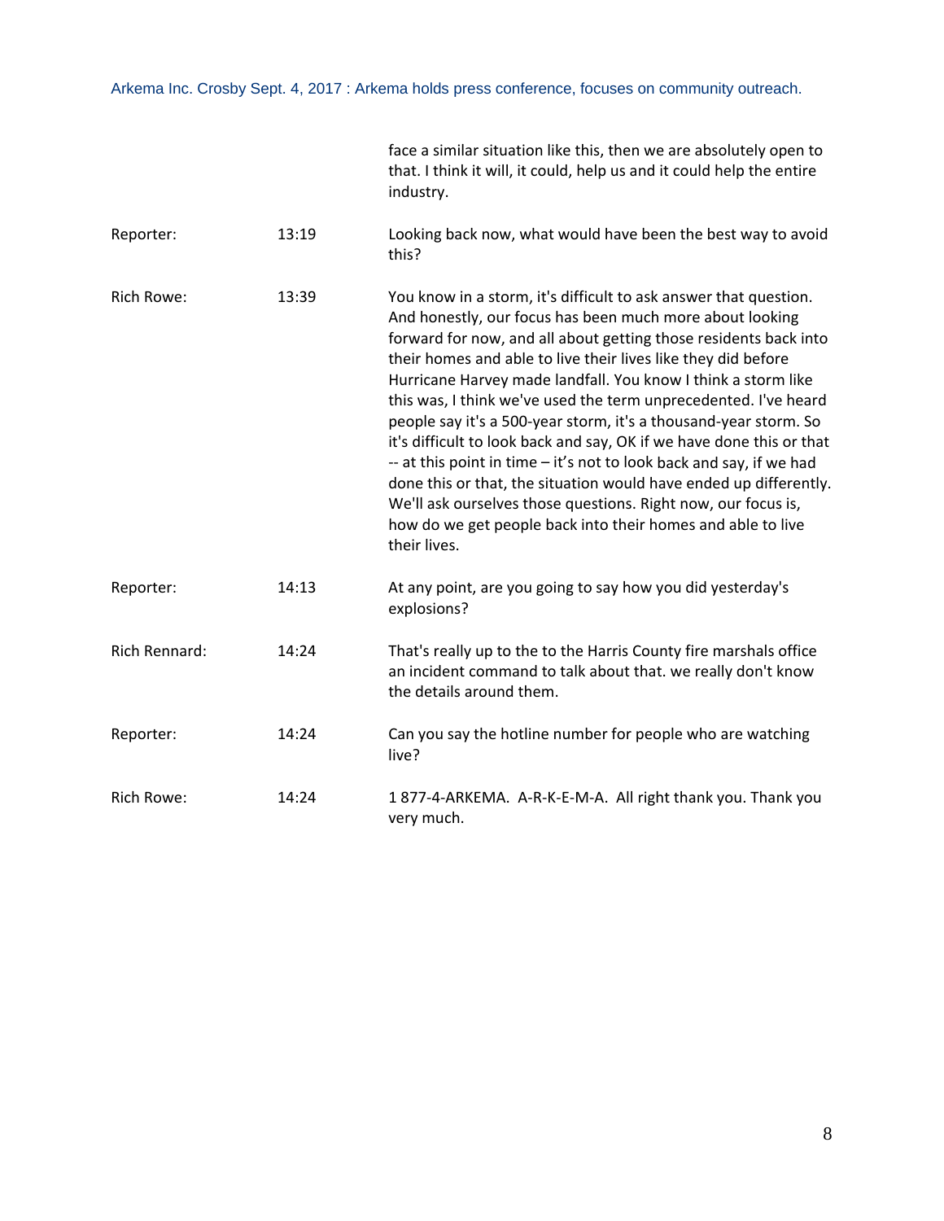| | | |
|---|---|---|
| | | face a similar situation like this, then we are absolutely open to that. I think it will, it could, help us and it could help the entire industry. |
| Reporter: | 13:19 | Looking back now, what would have been the best way to avoid this? |
| Rich Rowe: | 13:39 | You know in a storm, it's difficult to ask answer that question. And honestly, our focus has been much more about looking forward for now, and all about getting those residents back into their homes and able to live their lives like they did before Hurricane Harvey made landfall. You know I think a storm like this was, I think we've used the term unprecedented. I've heard people say it's a 500-year storm, it's a thousand-year storm. So it's difficult to look back and say, OK if we have done this or that -- at this point in time – it's not to look back and say, if we had done this or that, the situation would have ended up differently. We'll ask ourselves those questions. Right now, our focus is, how do we get people back into their homes and able to live their lives. |
| Reporter: | 14:13 | At any point, are you going to say how you did yesterday's explosions? |
| Rich Rennard: | 14:24 | That's really up to the to the Harris County fire marshals office an incident command to talk about that. we really don't know the details around them. |
| Reporter: | 14:24 | Can you say the hotline number for people who are watching live? |
| Rich Rowe: | 14:24 | 1 877-4-ARKEMA. A-R-K-E-M-A. All right thank you. Thank you very much. |